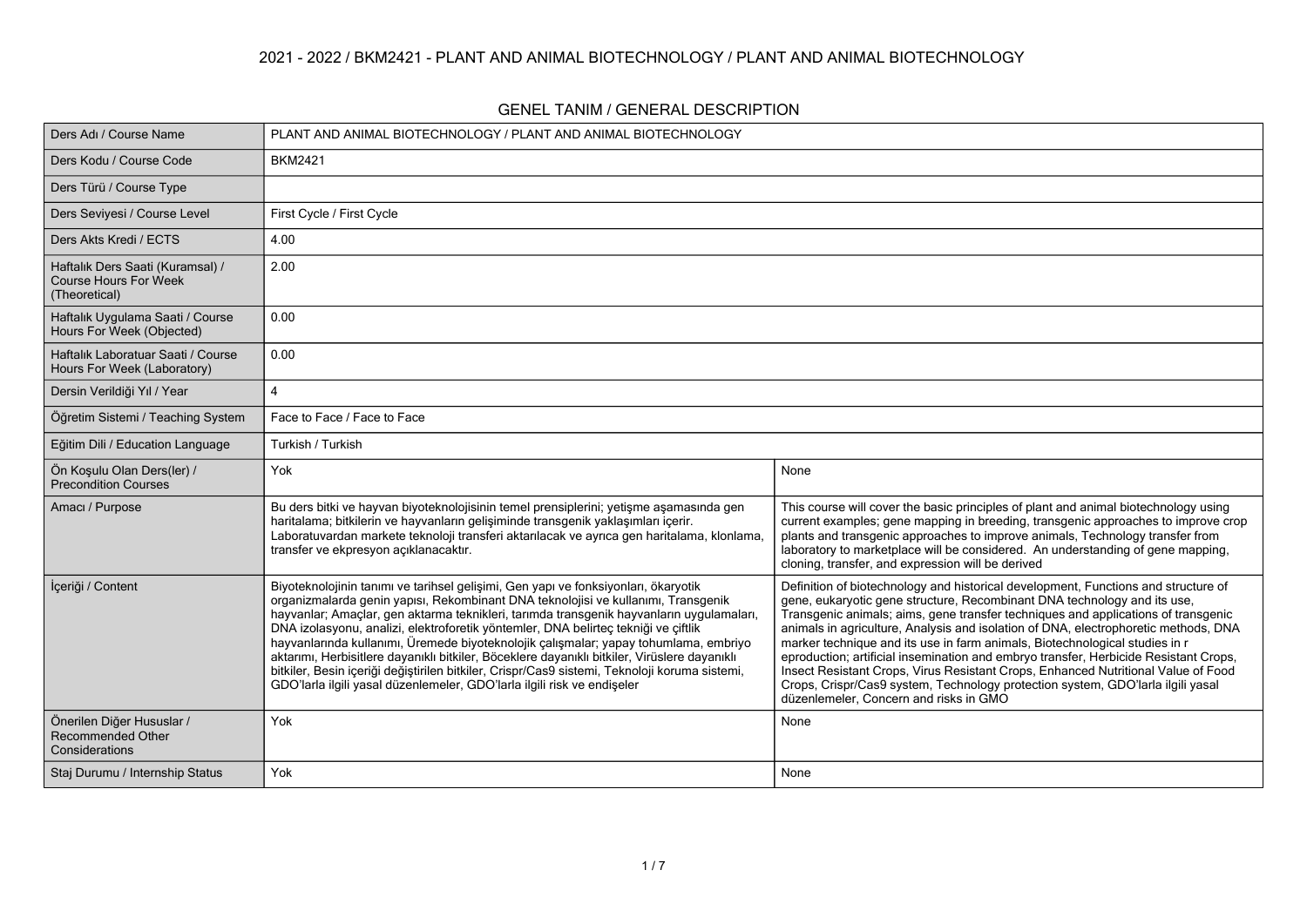# 2021 - 2022 / BKM2421 - PLANT AND ANIMAL BIOTECHNOLOGY / PLANT AND ANIMAL BIOTECHNOLOGY

## GENEL TANIM / GENERAL DESCRIPTION

| | | |
|---|---|---|
| Ders Adı / Course Name | PLANT AND ANIMAL BIOTECHNOLOGY / PLANT AND ANIMAL BIOTECHNOLOGY | |
| Ders Kodu / Course Code | BKM2421 | |
| Ders Türü / Course Type | | |
| Ders Seviyesi / Course Level | First Cycle / First Cycle | |
| Ders Akts Kredi / ECTS | 4.00 | |
| Haftalık Ders Saati (Kuramsal) / Course Hours For Week (Theoretical) | 2.00 | |
| Haftalık Uygulama Saati / Course Hours For Week (Objected) | 0.00 | |
| Haftalık Laboratuar Saati / Course Hours For Week (Laboratory) | 0.00 | |
| Dersin Verildiği Yıl / Year | 4 | |
| Öğretim Sistemi / Teaching System | Face to Face / Face to Face | |
| Eğitim Dili / Education Language | Turkish / Turkish | |
| Ön Koşulu Olan Ders(ler) / Precondition Courses | Yok | None |
| Amacı / Purpose | Bu ders bitki ve hayvan biyoteknolojisinin temel prensiplerini; yetişme aşamasında gen haritalama; bitkilerin ve hayvanların gelişiminde transgenik yaklaşımları içerir. Laboratuvardan markete teknoloji transferi aktarılacak ve ayrıca gen haritalama, klonlama, transfer ve ekpresyon açıklanacaktır. | This course will cover the basic principles of plant and animal biotechnology using current examples; gene mapping in breeding, transgenic approaches to improve crop plants and transgenic approaches to improve animals, Technology transfer from laboratory to marketplace will be considered. An understanding of gene mapping, cloning, transfer, and expression will be derived |
| İçeriği / Content | Biyoteknolojinin tanımı ve tarihsel gelişimi, Gen yapı ve fonksiyonları, ökaryotik organizmalarda genin yapısı, Rekombinant DNA teknolojisi ve kullanımı, Transgenik hayvanlar; Amaçlar, gen aktarma teknikleri, tarımda transgenik hayvanların uygulamaları, DNA izolasyonu, analizi, elektroforetik yöntemler, DNA belirteç tekniği ve çiftlik hayvanlarında kullanımı, Üremede biyoteknolojik çalışmalar; yapay tohumlama, embriyo aktarımı, Herbisitlere dayanıklı bitkiler, Böceklere dayanıklı bitkiler, Virüslere dayanıklı bitkiler, Besin içeriği değiştirilen bitkiler, Crispr/Cas9 sistemi, Teknoloji koruma sistemi, GDO'larla ilgili yasal düzenlemeler, GDO'larla ilgili risk ve endişeler | Definition of biotechnology and historical development, Functions and structure of gene, eukaryotic gene structure, Recombinant DNA technology and its use, Transgenic animals; aims, gene transfer techniques and applications of transgenic animals in agriculture, Analysis and isolation of DNA, electrophoretic methods, DNA marker technique and its use in farm animals, Biotechnological studies in r eproduction; artificial insemination and embryo transfer, Herbicide Resistant Crops, Insect Resistant Crops, Virus Resistant Crops, Enhanced Nutritional Value of Food Crops, Crispr/Cas9 system, Technology protection system, GDO'larla ilgili yasal düzenlemeler, Concern and risks in GMO |
| Önerilen Diğer Hususlar / Recommended Other Considerations | Yok | None |
| Staj Durumu / Internship Status | Yok | None |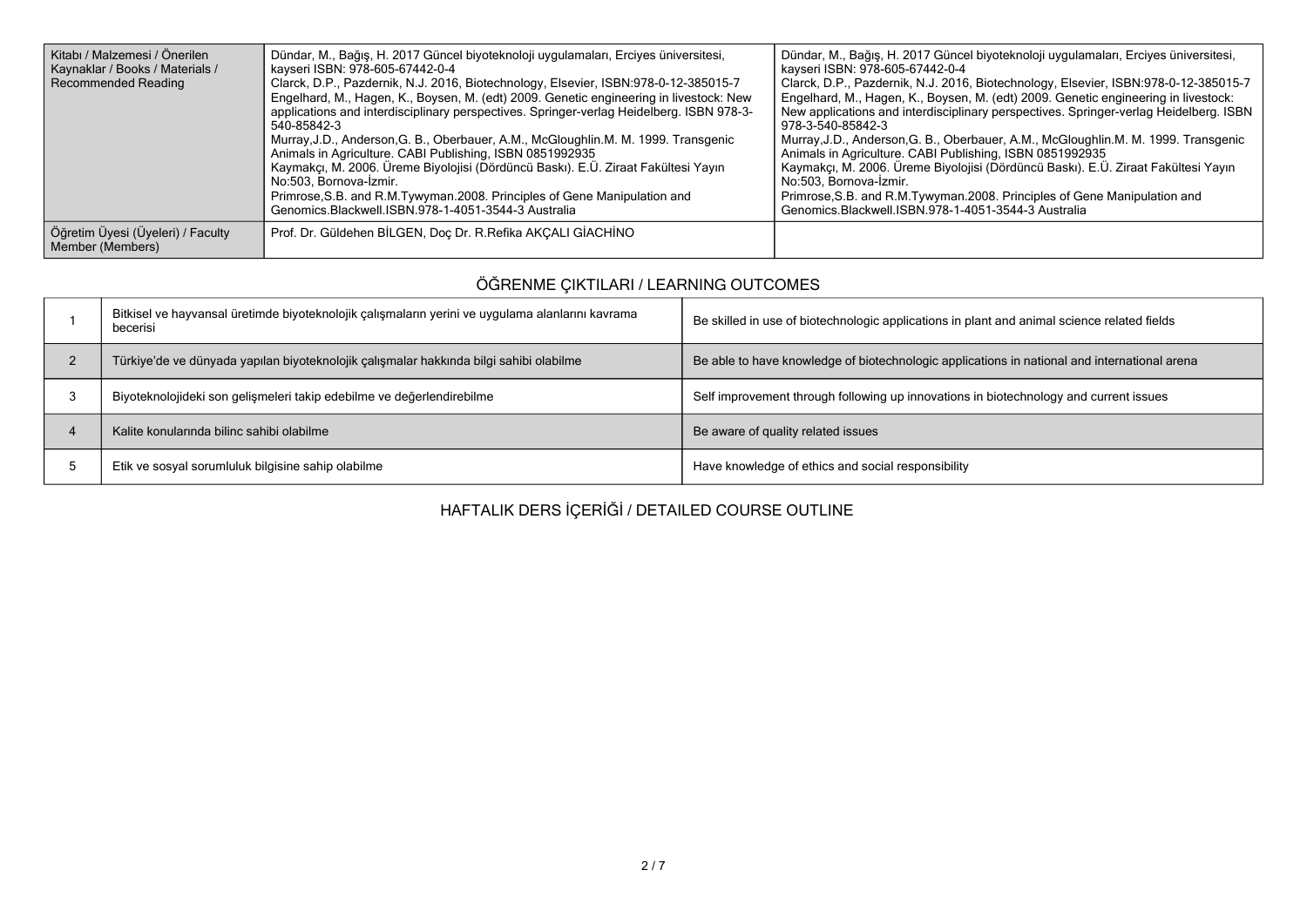| Kitabı / Malzemesi / Önerilen Kaynaklar / Books / Materials / Recommended Reading | Dündar, M., Bağış, H. 2017 Güncel biyoteknoloji uygulamaları, Erciyes üniversitesi, kayseri ISBN: 978-605-67442-0-4<br>Clarck, D.P., Pazdernik, N.J. 2016, Biotechnology, Elsevier, ISBN:978-0-12-385015-7<br>Engelhard, M., Hagen, K., Boysen, M. (edt) 2009. Genetic engineering in livestock: New applications and interdisciplinary perspectives. Springer-verlag Heidelberg. ISBN 978-3-540-85842-3<br>Murray,J.D., Anderson,G. B., Oberbauer, A.M., McGloughlin.M. M. 1999. Transgenic Animals in Agriculture. CABI Publishing, ISBN 0851992935<br>Kaymakçı, M. 2006. Üreme Biyolojisi (Dördüncü Baskı). E.Ü. Ziraat Fakültesi Yayın No:503, Bornova-İzmir.<br>Primrose,S.B. and R.M.Tywyman.2008. Principles of Gene Manipulation and Genomics.Blackwell.ISBN.978-1-4051-3544-3 Australia | Dündar, M., Bağış, H. 2017 Güncel biyoteknoloji uygulamaları, Erciyes üniversitesi, kayseri ISBN: 978-605-67442-0-4<br>Clarck, D.P., Pazdernik, N.J. 2016, Biotechnology, Elsevier, ISBN:978-0-12-385015-7<br>Engelhard, M., Hagen, K., Boysen, M. (edt) 2009. Genetic engineering in livestock: New applications and interdisciplinary perspectives. Springer-verlag Heidelberg. ISBN 978-3-540-85842-3<br>Murray,J.D., Anderson,G. B., Oberbauer, A.M., McGloughlin.M. M. 1999. Transgenic Animals in Agriculture. CABI Publishing, ISBN 0851992935<br>Kaymakçı, M. 2006. Üreme Biyolojisi (Dördüncü Baskı). E.Ü. Ziraat Fakültesi Yayın No:503, Bornova-İzmir.<br>Primrose,S.B. and R.M.Tywyman.2008. Principles of Gene Manipulation and Genomics.Blackwell.ISBN.978-1-4051-3544-3 Australia |
|---|---|---|
| Öğretim Üyesi (Üyeleri) / Faculty Member (Members) | Prof. Dr. Güldehen BİLGEN, Doç Dr. R.Refika AKÇALI GİACHİNO | |

## ÖĞRENME ÇIKTILARI / LEARNING OUTCOMES

| | | |
|---|---|---|
| 1 | Bitkisel ve hayvansal üretimde biyoteknolojik çalışmaların yerini ve uygulama alanlarını kavrama becerisi | Be skilled in use of biotechnologic applications in plant and animal science related fields |
| 2 | Türkiye'de ve dünyada yapılan biyoteknolojik çalışmalar hakkında bilgi sahibi olabilme | Be able to have knowledge of biotechnologic applications in national and international arena |
| 3 | Biyoteknolojideki son gelişmeleri takip edebilme ve değerlendirebilme | Self improvement through following up innovations in biotechnology and current issues |
| 4 | Kalite konularında bilinc sahibi olabilme | Be aware of quality related issues |
| 5 | Etik ve sosyal sorumluluk bilgisine sahip olabilme | Have knowledge of ethics and social responsibility |

## HAFTALIK DERS İÇERİĞİ / DETAILED COURSE OUTLINE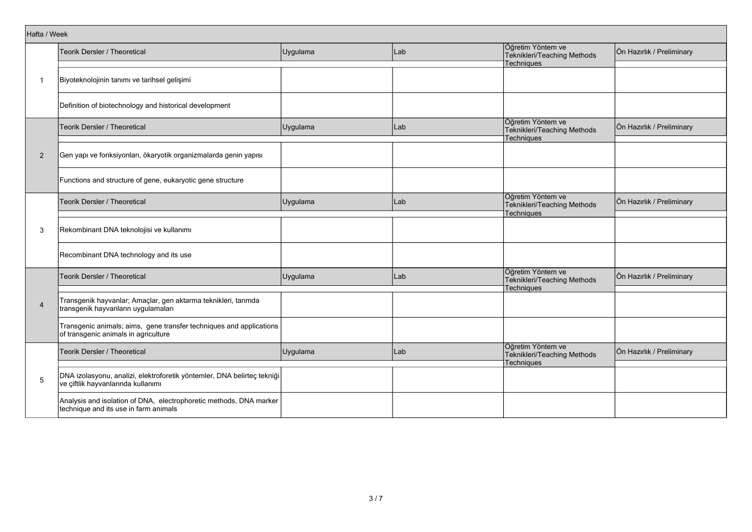| Hafta / Week | Teorik Dersler / Theoretical | Uygulama | Lab | Öğretim Yöntem ve Teknikleri/Teaching Methods Techniques | Ön Hazırlık / Preliminary |
|---|---|---|---|---|---|
| 1 | Biyoteknolojinin tanımı ve tarihsel gelişimi | | | | |
| | Definition of biotechnology and historical development | | | | |
| 2 | Gen yapı ve fonksiyonları, ökaryotik organizmalarda genin yapısı | | | | |
| | Functions and structure of gene, eukaryotic gene structure | | | | |
| 3 | Rekombinant DNA teknolojisi ve kullanımı | | | | |
| | Recombinant DNA technology and its use | | | | |
| 4 | Transgenik hayvanlar; Amaçlar, gen aktarma teknikleri, tarımda transgenik hayvanların uygulamaları | | | | |
| | Transgenic animals; aims, gene transfer techniques and applications of transgenic animals in agriculture | | | | |
| 5 | DNA izolasyonu, analizi, elektroforetik yöntemler, DNA belirteç tekniği ve çiftlik hayvanlarında kullanımı | | | | |
| | Analysis and isolation of DNA, electrophoretic methods, DNA marker technique and its use in farm animals | | | | |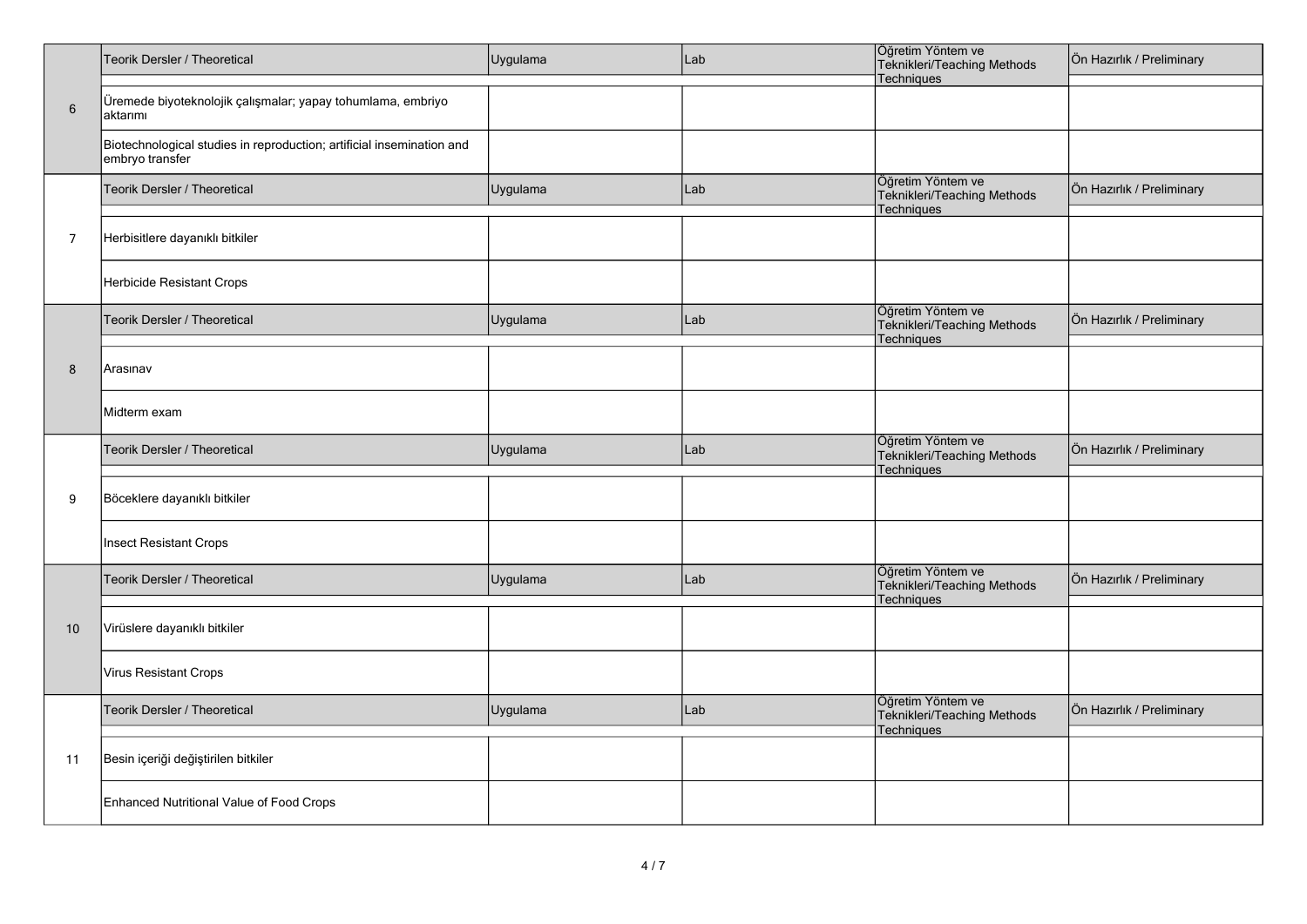| | Teorik Dersler / Theoretical | Uygulama | Lab | Öğretim Yöntem ve Teknikleri/Teaching Methods Techniques | Ön Hazırlık / Preliminary |
|---|---|---|---|---|---|
| 6 | Üremede biyoteknolojik çalışmalar; yapay tohumlama, embriyo aktarımı | | | | |
| | Biotechnological studies in reproduction; artificial insemination and embryo transfer | | | | |
| | Teorik Dersler / Theoretical | Uygulama | Lab | Öğretim Yöntem ve Teknikleri/Teaching Methods Techniques | Ön Hazırlık / Preliminary |
| 7 | Herbisitlere dayanıklı bitkiler | | | | |
| | Herbicide Resistant Crops | | | | |
| | Teorik Dersler / Theoretical | Uygulama | Lab | Öğretim Yöntem ve Teknikleri/Teaching Methods Techniques | Ön Hazırlık / Preliminary |
| 8 | Arasınav | | | | |
| | Midterm exam | | | | |
| | Teorik Dersler / Theoretical | Uygulama | Lab | Öğretim Yöntem ve Teknikleri/Teaching Methods Techniques | Ön Hazırlık / Preliminary |
| 9 | Böceklere dayanıklı bitkiler | | | | |
| | Insect Resistant Crops | | | | |
| | Teorik Dersler / Theoretical | Uygulama | Lab | Öğretim Yöntem ve Teknikleri/Teaching Methods Techniques | Ön Hazırlık / Preliminary |
| 10 | Virüslere dayanıklı bitkiler | | | | |
| | Virus Resistant Crops | | | | |
| | Teorik Dersler / Theoretical | Uygulama | Lab | Öğretim Yöntem ve Teknikleri/Teaching Methods Techniques | Ön Hazırlık / Preliminary |
| 11 | Besin içeriği değiştirilen bitkiler | | | | |
| | Enhanced Nutritional Value of Food Crops | | | | |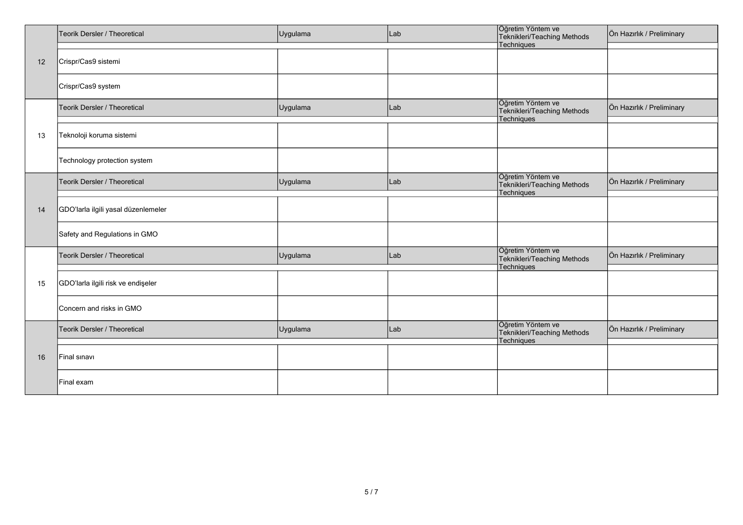| | Teorik Dersler / Theoretical | Uygulama | Lab | Öğretim Yöntem ve Teknikleri/Teaching Methods Techniques | Ön Hazırlık / Preliminary |
|---|---|---|---|---|---|
| 12 | Crispr/Cas9 sistemi | | | | |
| | Crispr/Cas9 system | | | | |
| | Teorik Dersler / Theoretical | Uygulama | Lab | Öğretim Yöntem ve Teknikleri/Teaching Methods Techniques | Ön Hazırlık / Preliminary |
| 13 | Teknoloji koruma sistemi | | | | |
| | Technology protection system | | | | |
| | Teorik Dersler / Theoretical | Uygulama | Lab | Öğretim Yöntem ve Teknikleri/Teaching Methods Techniques | Ön Hazırlık / Preliminary |
| 14 | GDO'larla ilgili yasal düzenlemeler | | | | |
| | Safety and Regulations in GMO | | | | |
| | Teorik Dersler / Theoretical | Uygulama | Lab | Öğretim Yöntem ve Teknikleri/Teaching Methods Techniques | Ön Hazırlık / Preliminary |
| 15 | GDO'larla ilgili risk ve endişeler | | | | |
| | Concern and risks in GMO | | | | |
| | Teorik Dersler / Theoretical | Uygulama | Lab | Öğretim Yöntem ve Teknikleri/Teaching Methods Techniques | Ön Hazırlık / Preliminary |
| 16 | Final sınavı | | | | |
| | Final exam | | | | |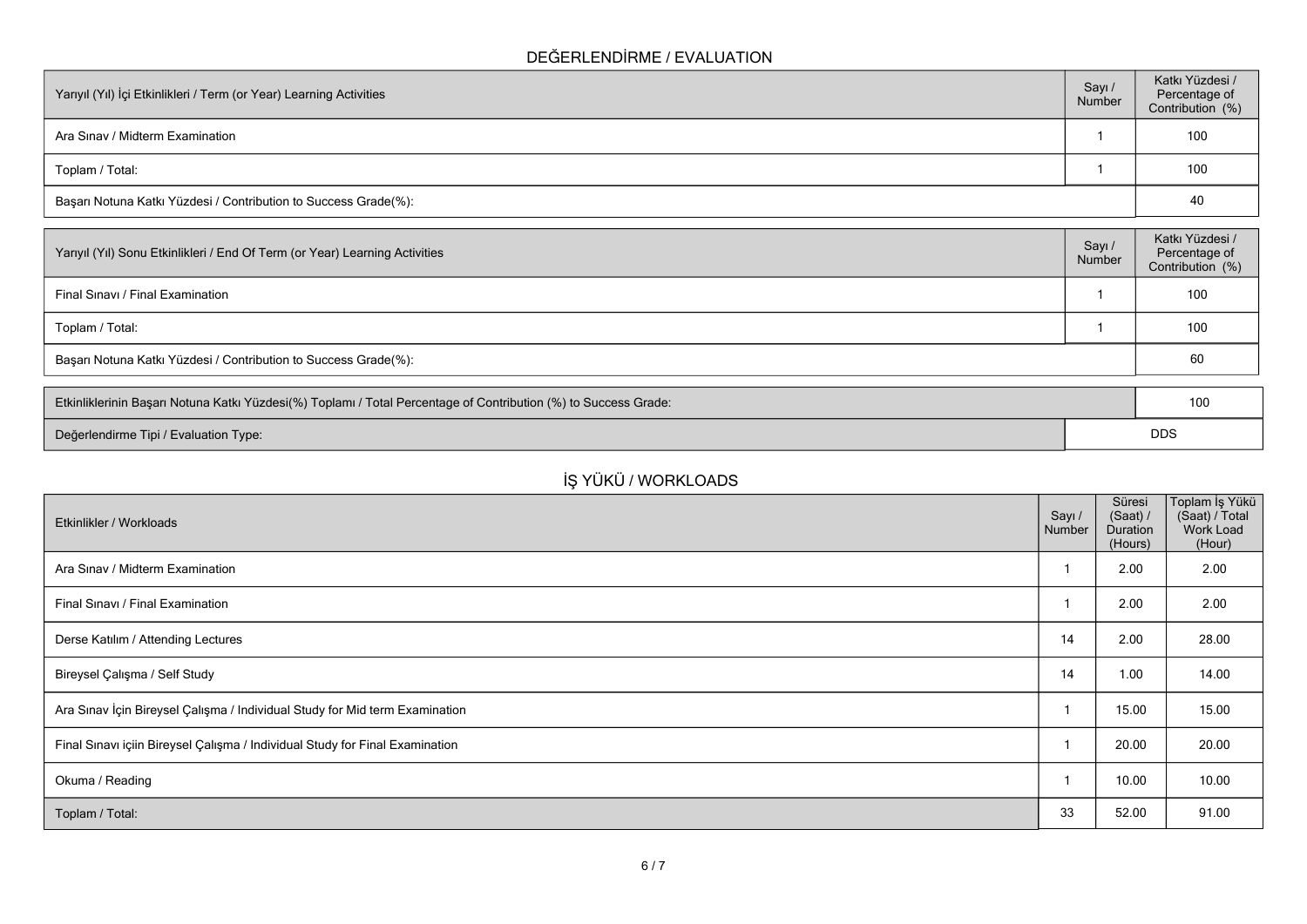## DEĞERLENDİRME / EVALUATION

| Yarıyıl (Yıl) İçi Etkinlikleri / Term (or Year) Learning Activities | Sayı / Number | Katkı Yüzdesi / Percentage of Contribution (%) |
|---|---|---|
| Ara Sınav / Midterm Examination | 1 | 100 |
| Toplam / Total: | 1 | 100 |
| Başarı Notuna Katkı Yüzdesi / Contribution to Success Grade(%): | | 40 |

| Yarıyıl (Yıl) Sonu Etkinlikleri / End Of Term (or Year) Learning Activities | Sayı / Number | Katkı Yüzdesi / Percentage of Contribution (%) |
|---|---|---|
| Final Sınavı / Final Examination | 1 | 100 |
| Toplam / Total: | 1 | 100 |
| Başarı Notuna Katkı Yüzdesi / Contribution to Success Grade(%): | | 60 |

| | |
|---|---|
| Etkinliklerinin Başarı Notuna Katkı Yüzdesi(%) Toplamı / Total Percentage of Contribution (%) to Success Grade: | 100 |
| Değerlendirme Tipi / Evaluation Type: | DDS |

## İŞ YÜKÜ / WORKLOADS

| Etkinlikler / Workloads | Sayı / Number | Süresi (Saat) / Duration (Hours) | Toplam İş Yükü (Saat) / Total Work Load (Hour) |
|---|---|---|---|
| Ara Sınav / Midterm Examination | 1 | 2.00 | 2.00 |
| Final Sınavı / Final Examination | 1 | 2.00 | 2.00 |
| Derse Katılım / Attending Lectures | 14 | 2.00 | 28.00 |
| Bireysel Çalışma / Self Study | 14 | 1.00 | 14.00 |
| Ara Sınav İçin Bireysel Çalışma / Individual Study for Mid term Examination | 1 | 15.00 | 15.00 |
| Final Sınavı içiin Bireysel Çalışma / Individual Study for Final Examination | 1 | 20.00 | 20.00 |
| Okuma / Reading | 1 | 10.00 | 10.00 |
| Toplam / Total: | 33 | 52.00 | 91.00 |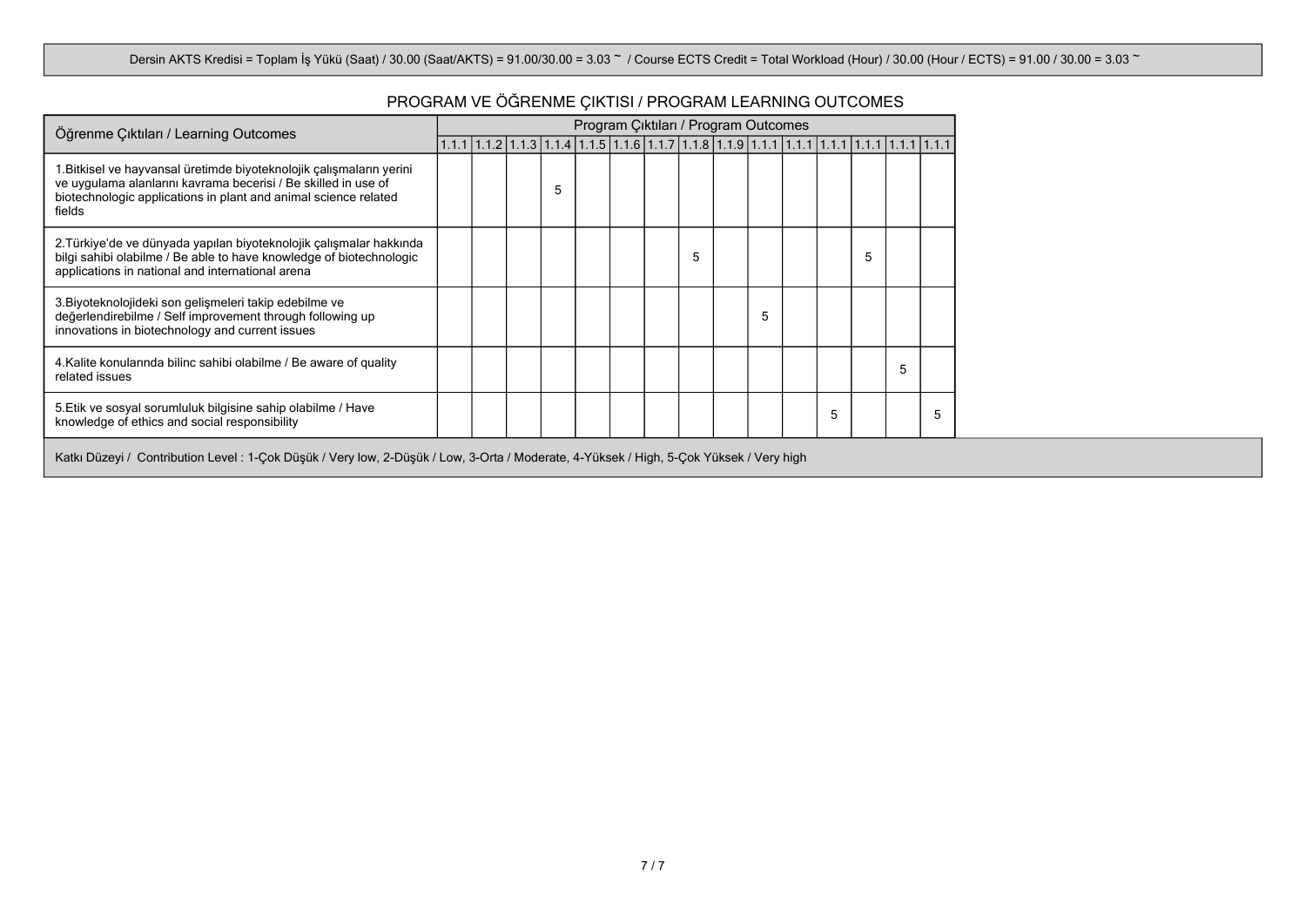Dersin AKTS Kredisi = Toplam İş Yükü (Saat) / 30.00 (Saat/AKTS) = 91.00/30.00 = 3.03 ~ / Course ECTS Credit = Total Workload (Hour) / 30.00 (Hour / ECTS) = 91.00 / 30.00 = 3.03 ~

## PROGRAM VE ÖĞRENME ÇIKTISI / PROGRAM LEARNING OUTCOMES

| Öğrenme Çıktıları / Learning Outcomes | Program Çıktıları / Program Outcomes | | | | | | | | | | | | | | |
|---|---|---|---|---|---|---|---|---|---|---|---|---|---|---|---|
| | 1.1.1 | 1.1.2 | 1.1.3 | 1.1.4 | 1.1.5 | 1.1.6 | 1.1.7 | 1.1.8 | 1.1.9 | 1.1.1 | 1.1.1 | 1.1.1 | 1.1.1 | 1.1.1 | 1.1.1 |
| 1.Bitkisel ve hayvansal üretimde biyoteknolojik çalışmaların yerini ve uygulama alanlarını kavrama becerisi / Be skilled in use of biotechnologic applications in plant and animal science related fields | | | | 5 | | | | | | | | | | | |
| 2.Türkiye'de ve dünyada yapılan biyoteknolojik çalışmalar hakkında bilgi sahibi olabilme / Be able to have knowledge of biotechnologic applications in national and international arena | | | | | | | | 5 | | | | | 5 | | |
| 3.Biyoteknolojideki son gelişmeleri takip edebilme ve değerlendirebilme / Self improvement through following up innovations in biotechnology and current issues | | | | | | | | | | 5 | | | | | |
| 4.Kalite konularında bilinc sahibi olabilme / Be aware of quality related issues | | | | | | | | | | | | | | 5 | |
| 5.Etik ve sosyal sorumluluk bilgisine sahip olabilme / Have knowledge of ethics and social responsibility | | | | | | | | | | | | 5 | | | 5 |

Katkı Düzeyi / Contribution Level : 1-Çok Düşük / Very low, 2-Düşük / Low, 3-Orta / Moderate, 4-Yüksek / High, 5-Çok Yüksek / Very high